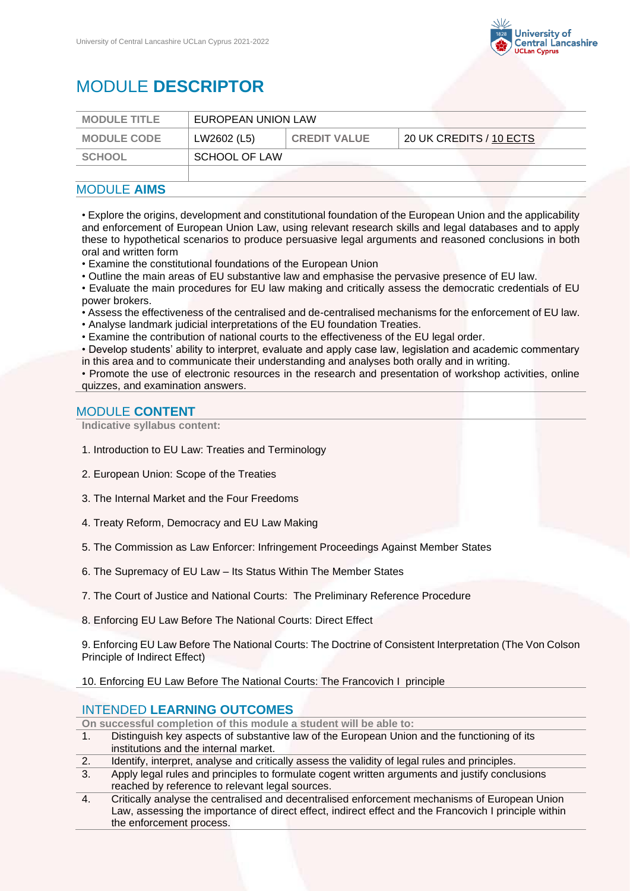# MODULE **DESCRIPTOR**

| MODULE TITLE | EUROPEAN UNION LAW | | |
|---|---|---|---|
| MODULE CODE | LW2602 (L5) | CREDIT VALUE | 20 UK CREDITS / 10 ECTS |
| SCHOOL | SCHOOL OF LAW | | |
| | | | |

## MODULE **AIMS**

- Explore the origins, development and constitutional foundation of the European Union and the applicability and enforcement of European Union Law, using relevant research skills and legal databases and to apply these to hypothetical scenarios to produce persuasive legal arguments and reasoned conclusions in both oral and written form
- Examine the constitutional foundations of the European Union
- Outline the main areas of EU substantive law and emphasise the pervasive presence of EU law.
- Evaluate the main procedures for EU law making and critically assess the democratic credentials of EU power brokers.
- Assess the effectiveness of the centralised and de-centralised mechanisms for the enforcement of EU law.
- Analyse landmark judicial interpretations of the EU foundation Treaties.
- Examine the contribution of national courts to the effectiveness of the EU legal order.
- Develop students' ability to interpret, evaluate and apply case law, legislation and academic commentary in this area and to communicate their understanding and analyses both orally and in writing.
- Promote the use of electronic resources in the research and presentation of workshop activities, online quizzes, and examination answers.

## MODULE **CONTENT**

**Indicative syllabus content:**

1. Introduction to EU Law: Treaties and Terminology

2. European Union: Scope of the Treaties

3. The Internal Market and the Four Freedoms

4. Treaty Reform, Democracy and EU Law Making

5. The Commission as Law Enforcer: Infringement Proceedings Against Member States

6. The Supremacy of EU Law – Its Status Within The Member States

7. The Court of Justice and National Courts: The Preliminary Reference Procedure

8. Enforcing EU Law Before The National Courts: Direct Effect

9. Enforcing EU Law Before The National Courts: The Doctrine of Consistent Interpretation (The Von Colson Principle of Indirect Effect)

10. Enforcing EU Law Before The National Courts: The Francovich I principle

## INTENDED **LEARNING OUTCOMES**

**On successful completion of this module a student will be able to:**

1. Distinguish key aspects of substantive law of the European Union and the functioning of its institutions and the internal market.
2. Identify, interpret, analyse and critically assess the validity of legal rules and principles.
3. Apply legal rules and principles to formulate cogent written arguments and justify conclusions reached by reference to relevant legal sources.
4. Critically analyse the centralised and decentralised enforcement mechanisms of European Union Law, assessing the importance of direct effect, indirect effect and the Francovich I principle within the enforcement process.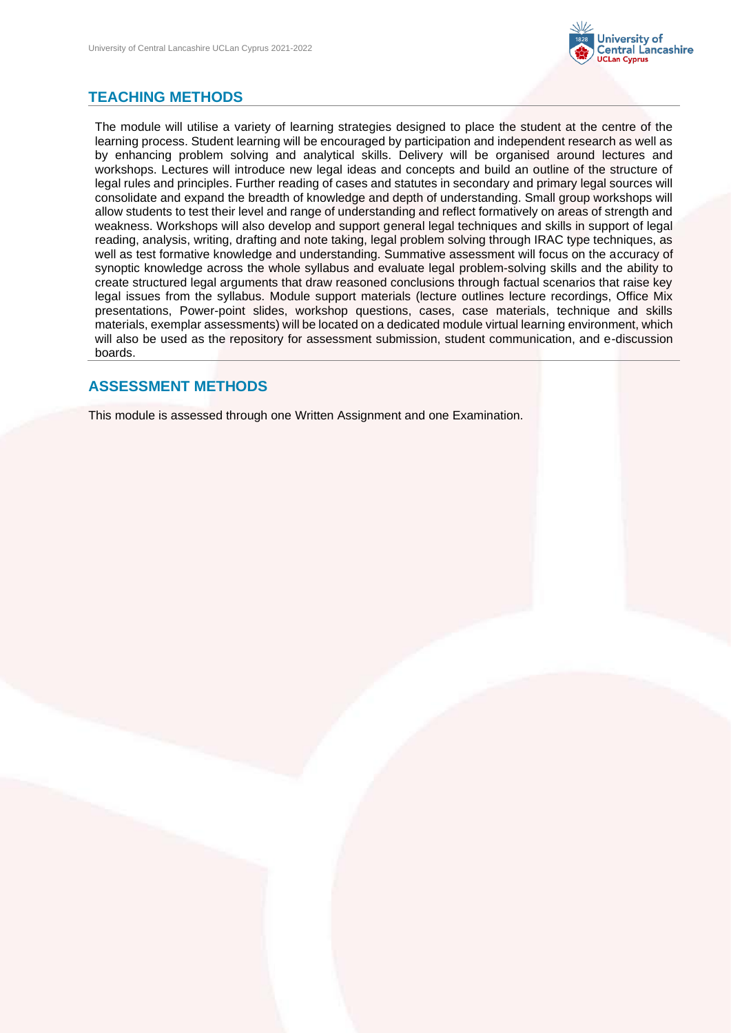## TEACHING METHODS

The module will utilise a variety of learning strategies designed to place the student at the centre of the learning process. Student learning will be encouraged by participation and independent research as well as by enhancing problem solving and analytical skills. Delivery will be organised around lectures and workshops. Lectures will introduce new legal ideas and concepts and build an outline of the structure of legal rules and principles. Further reading of cases and statutes in secondary and primary legal sources will consolidate and expand the breadth of knowledge and depth of understanding. Small group workshops will allow students to test their level and range of understanding and reflect formatively on areas of strength and weakness. Workshops will also develop and support general legal techniques and skills in support of legal reading, analysis, writing, drafting and note taking, legal problem solving through IRAC type techniques, as well as test formative knowledge and understanding. Summative assessment will focus on the accuracy of synoptic knowledge across the whole syllabus and evaluate legal problem-solving skills and the ability to create structured legal arguments that draw reasoned conclusions through factual scenarios that raise key legal issues from the syllabus. Module support materials (lecture outlines lecture recordings, Office Mix presentations, Power-point slides, workshop questions, cases, case materials, technique and skills materials, exemplar assessments) will be located on a dedicated module virtual learning environment, which will also be used as the repository for assessment submission, student communication, and e-discussion boards.

## ASSESSMENT METHODS

This module is assessed through one Written Assignment and one Examination.